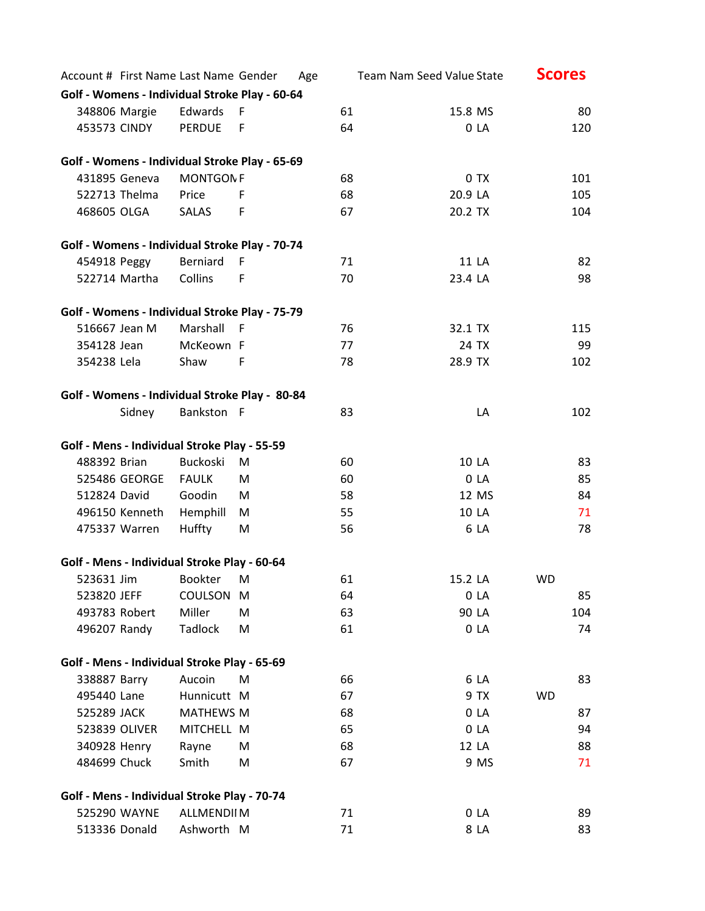| Account # | First Name | Last Name | Gender | Age | Team Nam | Seed Value | State | Scores |
|---|---|---|---|---|---|---|---|---|
| **Golf - Womens - Individual Stroke Play - 60-64** | | | | | | | | |
| 348806 | Margie | Edwards | F | 61 | | 15.8 | MS | 80 |
| 453573 | CINDY | PERDUE | F | 64 | | 0 | LA | 120 |
| **Golf - Womens - Individual Stroke Play - 65-69** | | | | | | | | |
| 431895 | Geneva | MONTGON | F | 68 | | 0 | TX | 101 |
| 522713 | Thelma | Price | F | 68 | | 20.9 | LA | 105 |
| 468605 | OLGA | SALAS | F | 67 | | 20.2 | TX | 104 |
| **Golf - Womens - Individual Stroke Play - 70-74** | | | | | | | | |
| 454918 | Peggy | Berniard | F | 71 | | 11 | LA | 82 |
| 522714 | Martha | Collins | F | 70 | | 23.4 | LA | 98 |
| **Golf - Womens - Individual Stroke Play - 75-79** | | | | | | | | |
| 516667 | Jean M | Marshall | F | 76 | | 32.1 | TX | 115 |
| 354128 | Jean | McKeown | F | 77 | | 24 | TX | 99 |
| 354238 | Lela | Shaw | F | 78 | | 28.9 | TX | 102 |
| **Golf - Womens - Individual Stroke Play - 80-84** | | | | | | | | |
| | Sidney | Bankston | F | 83 | | | LA | 102 |
| **Golf - Mens - Individual Stroke Play - 55-59** | | | | | | | | |
| 488392 | Brian | Buckoski | M | 60 | | 10 | LA | 83 |
| 525486 | GEORGE | FAULK | M | 60 | | 0 | LA | 85 |
| 512824 | David | Goodin | M | 58 | | 12 | MS | 84 |
| 496150 | Kenneth | Hemphill | M | 55 | | 10 | LA | 71 |
| 475337 | Warren | Huffty | M | 56 | | 6 | LA | 78 |
| **Golf - Mens - Individual Stroke Play - 60-64** | | | | | | | | |
| 523631 | Jim | Bookter | M | 61 | | 15.2 | LA | WD |
| 523820 | JEFF | COULSON | M | 64 | | 0 | LA | 85 |
| 493783 | Robert | Miller | M | 63 | | 90 | LA | 104 |
| 496207 | Randy | Tadlock | M | 61 | | 0 | LA | 74 |
| **Golf - Mens - Individual Stroke Play - 65-69** | | | | | | | | |
| 338887 | Barry | Aucoin | M | 66 | | 6 | LA | 83 |
| 495440 | Lane | Hunnicutt | M | 67 | | 9 | TX | WD |
| 525289 | JACK | MATHEWS | M | 68 | | 0 | LA | 87 |
| 523839 | OLIVER | MITCHELL | M | 65 | | 0 | LA | 94 |
| 340928 | Henry | Rayne | M | 68 | | 12 | LA | 88 |
| 484699 | Chuck | Smith | M | 67 | | 9 | MS | 71 |
| **Golf - Mens - Individual Stroke Play - 70-74** | | | | | | | | |
| 525290 | WAYNE | ALLMENDII | M | 71 | | 0 | LA | 89 |
| 513336 | Donald | Ashworth | M | 71 | | 8 | LA | 83 |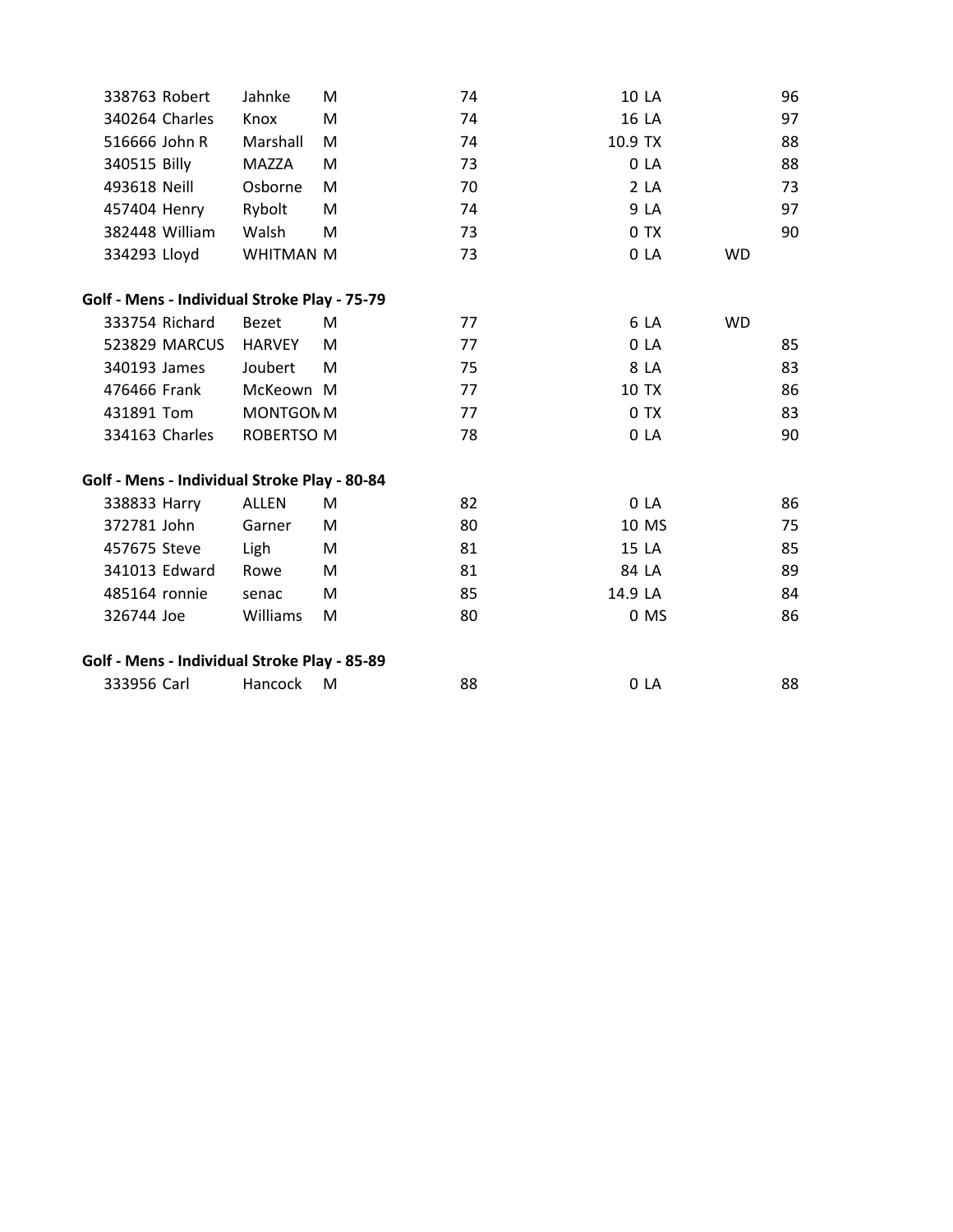| | | | | | | | | |
|---|---|---|---|---|---|---|---|---|
| 338763 | Robert | Jahnke | M | 74 | 10 | LA | | 96 |
| 340264 | Charles | Knox | M | 74 | 16 | LA | | 97 |
| 516666 | John R | Marshall | M | 74 | 10.9 | TX | | 88 |
| 340515 | Billy | MAZZA | M | 73 | 0 | LA | | 88 |
| 493618 | Neill | Osborne | M | 70 | 2 | LA | | 73 |
| 457404 | Henry | Rybolt | M | 74 | 9 | LA | | 97 |
| 382448 | William | Walsh | M | 73 | 0 | TX | | 90 |
| 334293 | Lloyd | WHITMAN | M | 73 | 0 | LA | WD | |

**Golf - Mens - Individual Stroke Play - 75-79**

| | | | | | | | | |
|---|---|---|---|---|---|---|---|---|
| 333754 | Richard | Bezet | M | 77 | 6 | LA | WD | |
| 523829 | MARCUS | HARVEY | M | 77 | 0 | LA | | 85 |
| 340193 | James | Joubert | M | 75 | 8 | LA | | 83 |
| 476466 | Frank | McKeown | M | 77 | 10 | TX | | 86 |
| 431891 | Tom | MONTGOM | M | 77 | 0 | TX | | 83 |
| 334163 | Charles | ROBERTSO | M | 78 | 0 | LA | | 90 |

**Golf - Mens - Individual Stroke Play - 80-84**

| | | | | | | | | |
|---|---|---|---|---|---|---|---|---|
| 338833 | Harry | ALLEN | M | 82 | 0 | LA | | 86 |
| 372781 | John | Garner | M | 80 | 10 | MS | | 75 |
| 457675 | Steve | Ligh | M | 81 | 15 | LA | | 85 |
| 341013 | Edward | Rowe | M | 81 | 84 | LA | | 89 |
| 485164 | ronnie | senac | M | 85 | 14.9 | LA | | 84 |
| 326744 | Joe | Williams | M | 80 | 0 | MS | | 86 |

**Golf - Mens - Individual Stroke Play - 85-89**

| | | | | | | | | |
|---|---|---|---|---|---|---|---|---|
| 333956 | Carl | Hancock | M | 88 | 0 | LA | | 88 |